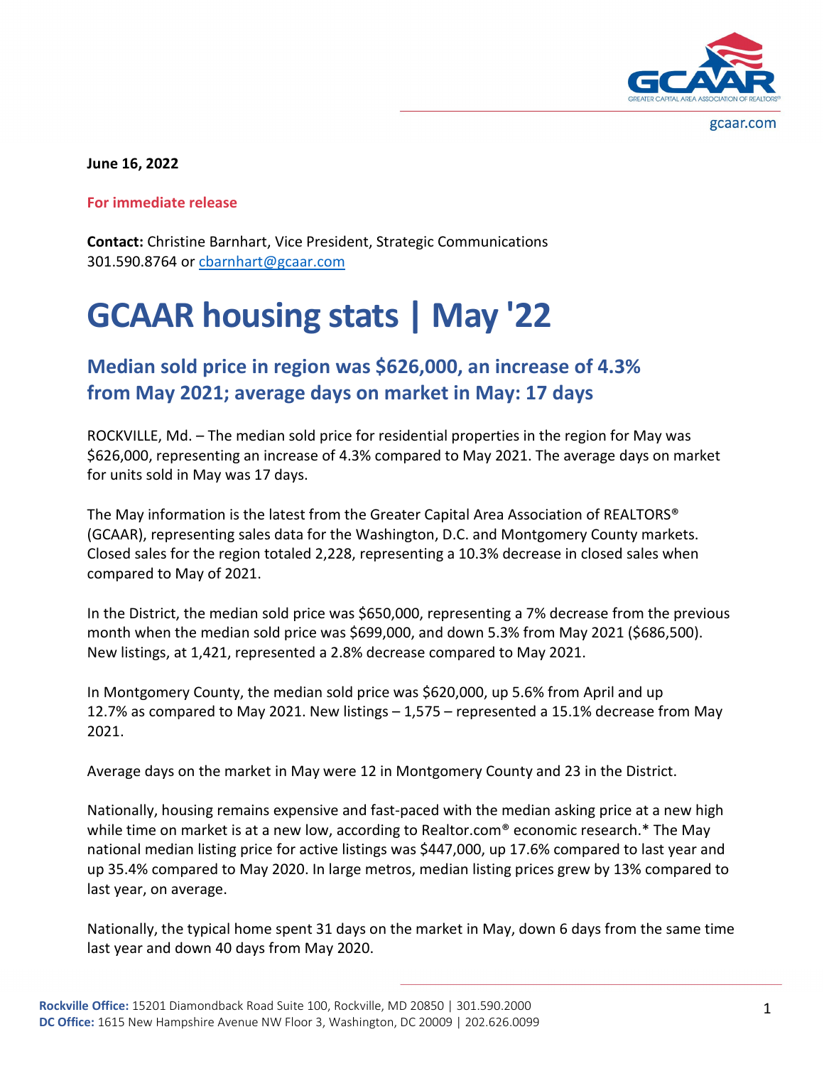gcaar.com

**June 16, 2022**

**For immediate release**

**Contact:** Christine Barnhart, Vice President, Strategic Communications
301.590.8764 or cbarnhart@gcaar.com

# GCAAR housing stats | May '22

## Median sold price in region was $626,000, an increase of 4.3% from May 2021; average days on market in May: 17 days

ROCKVILLE, Md. – The median sold price for residential properties in the region for May was $626,000, representing an increase of 4.3% compared to May 2021. The average days on market for units sold in May was 17 days.

The May information is the latest from the Greater Capital Area Association of REALTORS® (GCAAR), representing sales data for the Washington, D.C. and Montgomery County markets. Closed sales for the region totaled 2,228, representing a 10.3% decrease in closed sales when compared to May of 2021.

In the District, the median sold price was $650,000, representing a 7% decrease from the previous month when the median sold price was $699,000, and down 5.3% from May 2021 ($686,500). New listings, at 1,421, represented a 2.8% decrease compared to May 2021.

In Montgomery County, the median sold price was $620,000, up 5.6% from April and up 12.7% as compared to May 2021. New listings – 1,575 – represented a 15.1% decrease from May 2021.

Average days on the market in May were 12 in Montgomery County and 23 in the District.

Nationally, housing remains expensive and fast-paced with the median asking price at a new high while time on market is at a new low, according to Realtor.com® economic research.* The May national median listing price for active listings was $447,000, up 17.6% compared to last year and up 35.4% compared to May 2020. In large metros, median listing prices grew by 13% compared to last year, on average.

Nationally, the typical home spent 31 days on the market in May, down 6 days from the same time last year and down 40 days from May 2020.

**Rockville Office:** 15201 Diamondback Road Suite 100, Rockville, MD 20850 | 301.590.2000
**DC Office:** 1615 New Hampshire Avenue NW Floor 3, Washington, DC 20009 | 202.626.0099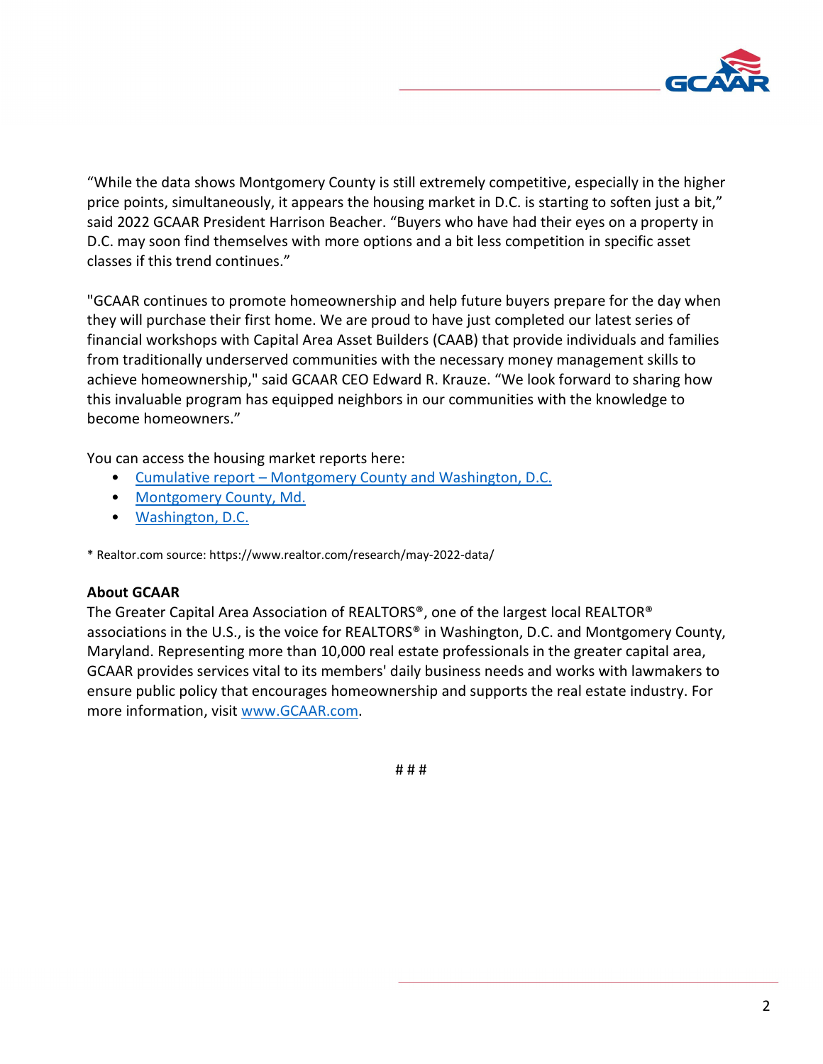"While the data shows Montgomery County is still extremely competitive, especially in the higher price points, simultaneously, it appears the housing market in D.C. is starting to soften just a bit," said 2022 GCAAR President Harrison Beacher. "Buyers who have had their eyes on a property in D.C. may soon find themselves with more options and a bit less competition in specific asset classes if this trend continues."

"GCAAR continues to promote homeownership and help future buyers prepare for the day when they will purchase their first home. We are proud to have just completed our latest series of financial workshops with Capital Area Asset Builders (CAAB) that provide individuals and families from traditionally underserved communities with the necessary money management skills to achieve homeownership," said GCAAR CEO Edward R. Krauze. "We look forward to sharing how this invaluable program has equipped neighbors in our communities with the knowledge to become homeowners."

You can access the housing market reports here:

- Cumulative report – Montgomery County and Washington, D.C.
- Montgomery County, Md.
- Washington, D.C.

* Realtor.com source: https://www.realtor.com/research/may-2022-data/

**About GCAAR**

The Greater Capital Area Association of REALTORS®, one of the largest local REALTOR® associations in the U.S., is the voice for REALTORS® in Washington, D.C. and Montgomery County, Maryland. Representing more than 10,000 real estate professionals in the greater capital area, GCAAR provides services vital to its members' daily business needs and works with lawmakers to ensure public policy that encourages homeownership and supports the real estate industry. For more information, visit www.GCAAR.com.

# # #